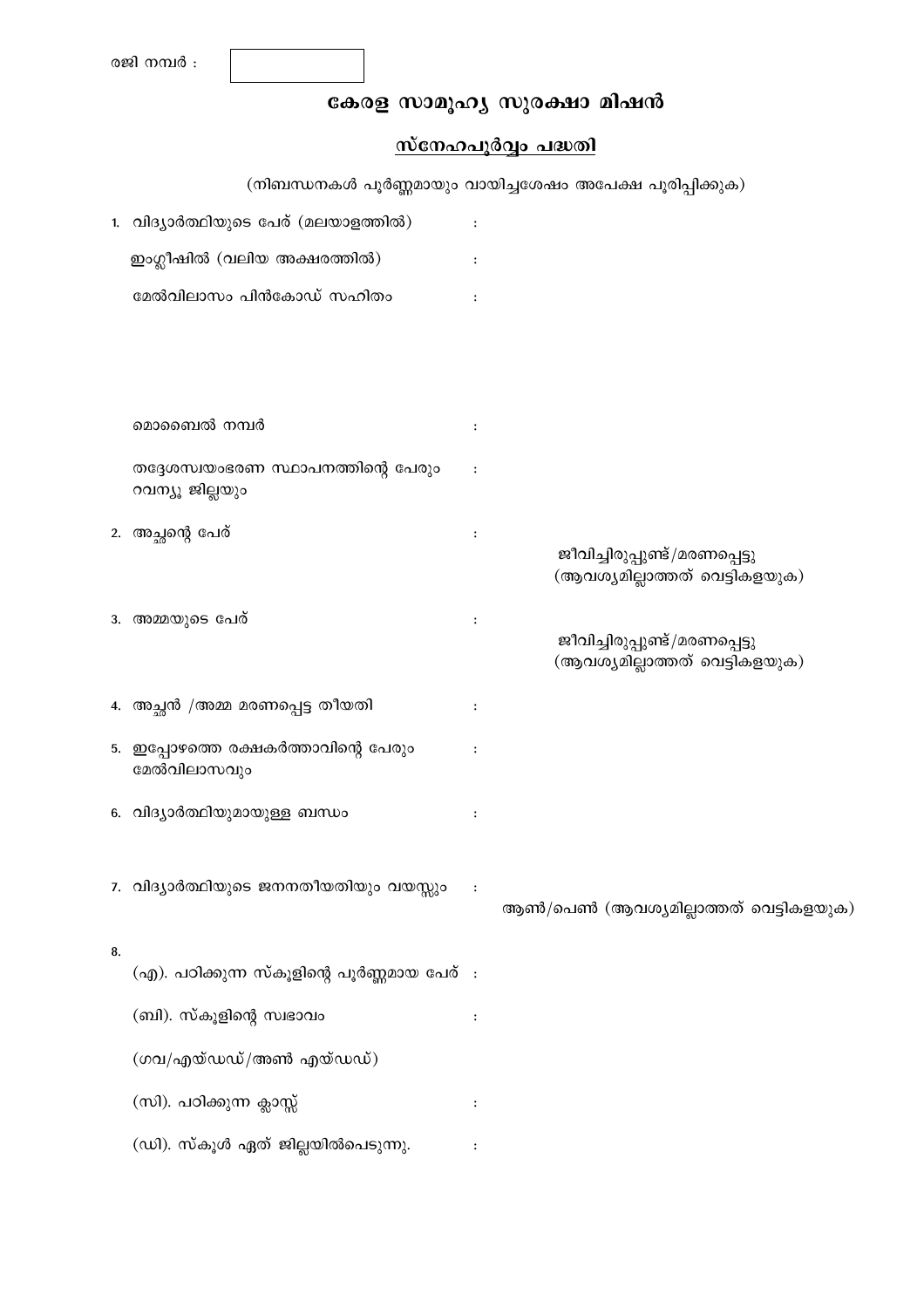രജി നമ്പർ :

# കേരള സാമൂഹ്യ സുരക്ഷാ മിഷൻ

## സ്നേഹപൂർവ്വം പദ്ധതി

(നിബന്ധനകൾ പൂർണ്ണമായും വായിച്ചശേഷം അപേക്ഷ പൂരിപ്പിക്കുക)

1. വിദ്യാർത്ഥിയുടെ പേര് (മലയാളത്തിൽ) :

   ഇംഗ്ലീഷിൽ (വലിയ അക്ഷരത്തിൽ) :

   മേൽവിലാസം പിൻകോഡ് സഹിതം :

   മൊബൈൽ നമ്പർ :

   തദ്ദേശസ്വയംഭരണ സ്ഥാപനത്തിന്റെ പേരും റവന്യൂ ജില്ലയും :

2. അച്ഛന്റെ പേര് :

   ജീവിച്ചിരുപ്പുണ്ട്/മരണപ്പെട്ടു (ആവശ്യമില്ലാത്തത് വെട്ടികളയുക)

3. അമ്മയുടെ പേര് :

   ജീവിച്ചിരുപ്പുണ്ട്/മരണപ്പെട്ടു (ആവശ്യമില്ലാത്തത് വെട്ടികളയുക)

4. അച്ഛൻ /അമ്മ മരണപ്പെട്ട തീയതി :

5. ഇപ്പോഴത്തെ രക്ഷകർത്താവിന്റെ പേരും മേൽവിലാസവും :

6. വിദ്യാർത്ഥിയുമായുള്ള ബന്ധം :

7. വിദ്യാർത്ഥിയുടെ ജനനതീയതിയും വയസ്സും :

   ആൺ/പെൺ (ആവശ്യമില്ലാത്തത് വെട്ടികളയുക)

8. (എ). പഠിക്കുന്ന സ്കൂളിന്റെ പൂർണ്ണമായ പേര് :

   (ബി). സ്കൂളിന്റെ സ്വഭാവം :

   (ഗവ/എയ്ഡഡ്/അൺ എയ്ഡഡ്)

   (സി). പഠിക്കുന്ന ക്ലാസ്സ് :

   (ഡി). സ്കൂൾ ഏത് ജില്ലയിൽപെടുന്നു. :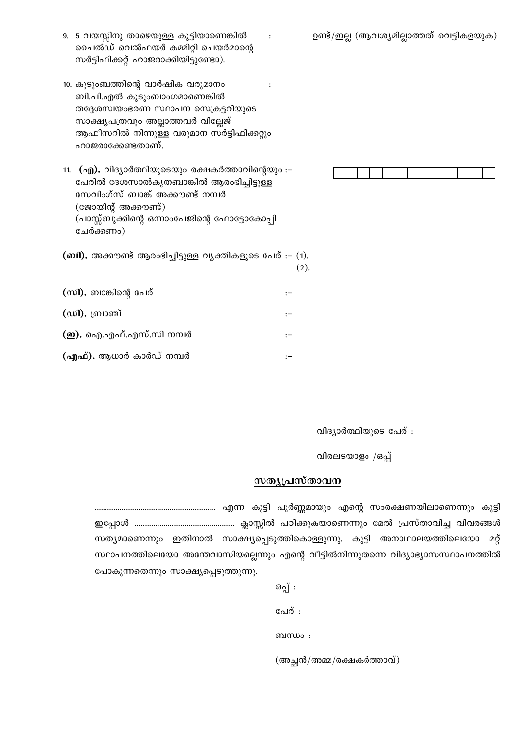9. 5 വയസ്സിനു താഴെയുള്ള കുട്ടിയാണെങ്കിൽ ചൈൽഡ് വെൽഫയർ കമ്മിറ്റി ചെയർമാന്റെ സർട്ടിഫിക്കറ്റ് ഹാജരാക്കിയിട്ടുണ്ടോ). : ഉണ്ട്/ഇല്ല (ആവശ്യമില്ലാത്തത് വെട്ടികളയുക)

10. കുടുംബത്തിന്റെ വാർഷിക വരുമാനം ബി.പി.എൽ കുടുംബാംഗമാണെങ്കിൽ തദ്ദേശസ്വയംഭരണ സ്ഥാപന സെക്രട്ടറിയുടെ സാക്ഷ്യപത്രവും അല്ലാത്തവർ വില്ലേജ് ആഫീസറിൽ നിന്നുള്ള വരുമാന സർട്ടിഫിക്കറ്റും ഹാജരാക്കേണ്ടതാണ്. :

11. **(എ).** വിദ്യാർത്ഥിയുടെയും രക്ഷകർത്താവിന്റെയും :– പേരിൽ ദേശസാൽകൃതബാങ്കിൽ ആരംഭിച്ചിട്ടുള്ള സേവിംഗ്സ് ബാങ്ക് അക്കൗണ്ട് നമ്പർ (ജോയിന്റ് അക്കൗണ്ട്) (പാസ്സ്ബുക്കിന്റെ ഒന്നാംപേജിന്റെ ഫോട്ടോകോപ്പി ചേർക്കണം)

| | | | | | | | | | | | | | |
|---|---|---|---|---|---|---|---|---|---|---|---|---|---|

**(ബി).** അക്കൗണ്ട് ആരംഭിച്ചിട്ടുള്ള വ്യക്തികളുടെ പേര് :– (1).
(2).

**(സി).** ബാങ്കിന്റെ പേര് :–

**(ഡി).** ബ്രാഞ്ച് :–

**(ഇ).** ഐ.എഫ്.എസ്.സി നമ്പർ :–

**(എഫ്).** ആധാർ കാർഡ് നമ്പർ :–

വിദ്യാർത്ഥിയുടെ പേര് :

വിരലടയാളം /ഒപ്പ്

## <u>സത്യപ്രസ്താവന</u>

........................................................ എന്ന കുട്ടി പൂർണ്ണമായും എന്റെ സംരക്ഷണയിലാണെന്നും കുട്ടി ഇപ്പോൾ ............................................... ക്ലാസ്സിൽ പഠിക്കുകയാണെന്നും മേൽ പ്രസ്താവിച്ച വിവരങ്ങൾ സത്യമാണെന്നും ഇതിനാൽ സാക്ഷ്യപ്പെടുത്തികൊള്ളുന്നു. കുട്ടി അനാഥാലയത്തിലെയോ മറ്റ് സ്ഥാപനത്തിലെയോ അന്തേവാസിയല്ലെന്നും എന്റെ വീട്ടിൽനിന്നുതന്നെ വിദ്യാഭ്യാസസ്ഥാപനത്തിൽ പോകുന്നതെന്നും സാക്ഷ്യപ്പെടുത്തുന്നു.

ഒപ്പ് :

പേര് :

ബന്ധം :

(അച്ഛൻ/അമ്മ/രക്ഷകർത്താവ്)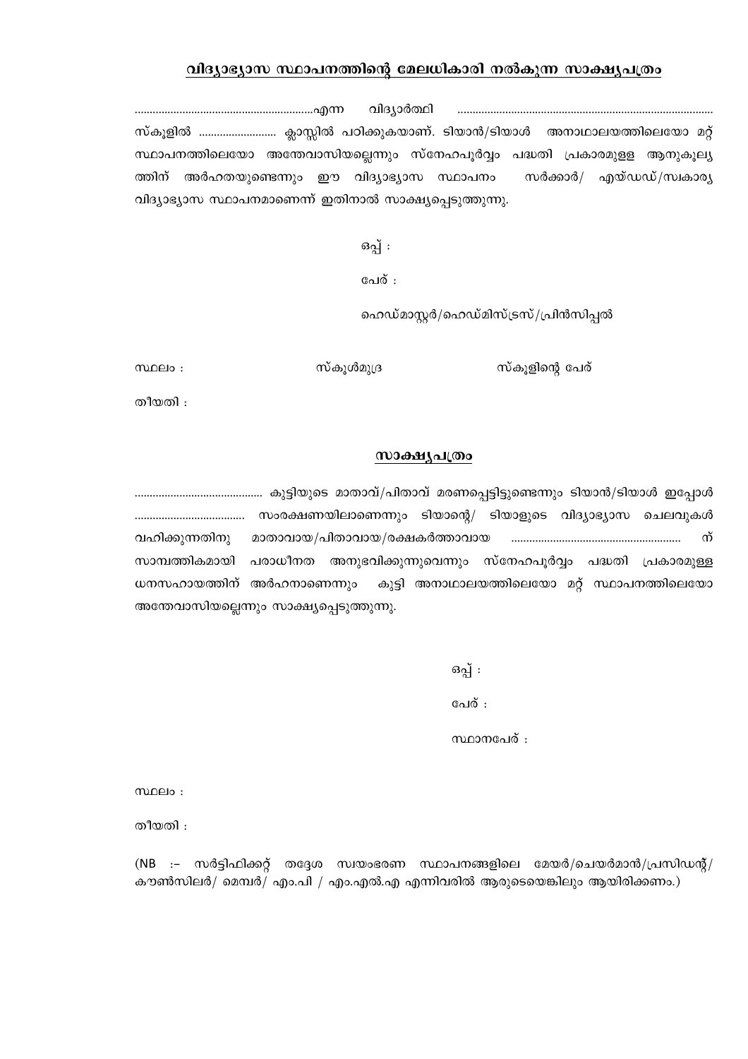## <u>വിദ്യാഭ്യാസ സ്ഥാപനത്തിന്റെ മേലധികാരി നൽകുന്ന സാക്ഷ്യപത്രം</u>

..............................................................എന്ന വിദ്യാർത്ഥി ..................................................................................... സ്കൂളിൽ ........................... ക്ലാസ്സിൽ പഠിക്കുകയാണ്. ടിയാൻ/ടിയാൾ അനാഥാലയത്തിലെയോ മറ്റ് സ്ഥാപനത്തിലെയോ അന്തേവാസിയല്ലെന്നും സ്നേഹപൂർവ്വം പദ്ധതി പ്രകാരമുള്ള ആനുകൂല്യ ത്തിന് അർഹതയുണ്ടെന്നും ഈ വിദ്യാഭ്യാസ സ്ഥാപനം സർക്കാർ/ എയ്ഡഡ്/സ്വകാര്യ വിദ്യാഭ്യാസ സ്ഥാപനമാണെന്ന് ഇതിനാൽ സാക്ഷ്യപ്പെടുത്തുന്നു.

ഒപ്പ് :

പേര് :

ഹെഡ്മാസ്റ്റർ/ഹെഡ്മിസ്ട്രസ്/പ്രിൻസിപ്പൽ

സ്ഥലം : സ്കൂൾമുദ്ര സ്കൂളിന്റെ പേര്

തീയതി :

## <u>സാക്ഷ്യപത്രം</u>

........................................ കുട്ടിയുടെ മാതാവ്/പിതാവ് മരണപ്പെട്ടിട്ടുണ്ടെന്നും ടിയാൻ/ടിയാൾ ഇപ്പോൾ ..................................... സംരക്ഷണയിലാണെന്നും ടിയാന്റെ/ ടിയാളുടെ വിദ്യാഭ്യാസ ചെലവുകൾ വഹിക്കുന്നതിനു മാതാവായ/പിതാവായ/രക്ഷകർത്താവായ ......................................................... ന് സാമ്പത്തികമായി പരാധീനത അനുഭവിക്കുന്നുവെന്നും സ്നേഹപൂർവ്വം പദ്ധതി പ്രകാരമുള്ള ധനസഹായത്തിന് അർഹനാണെന്നും കുട്ടി അനാഥാലയത്തിലെയോ മറ്റ് സ്ഥാപനത്തിലെയോ അന്തേവാസിയല്ലെന്നും സാക്ഷ്യപ്പെടുത്തുന്നു.

ഒപ്പ് :

പേര് :

സ്ഥാനപേര് :

സ്ഥലം :

തീയതി :

(NB :- സർട്ടിഫിക്കറ്റ് തദ്ദേശ സ്വയംഭരണ സ്ഥാപനങ്ങളിലെ മേയർ/ചെയർമാൻ/പ്രസിഡന്റ്/ കൗൺസിലർ/ മെമ്പർ/ എം.പി / എം.എൽ.എ എന്നിവരിൽ ആരുടെയെങ്കിലും ആയിരിക്കണം.)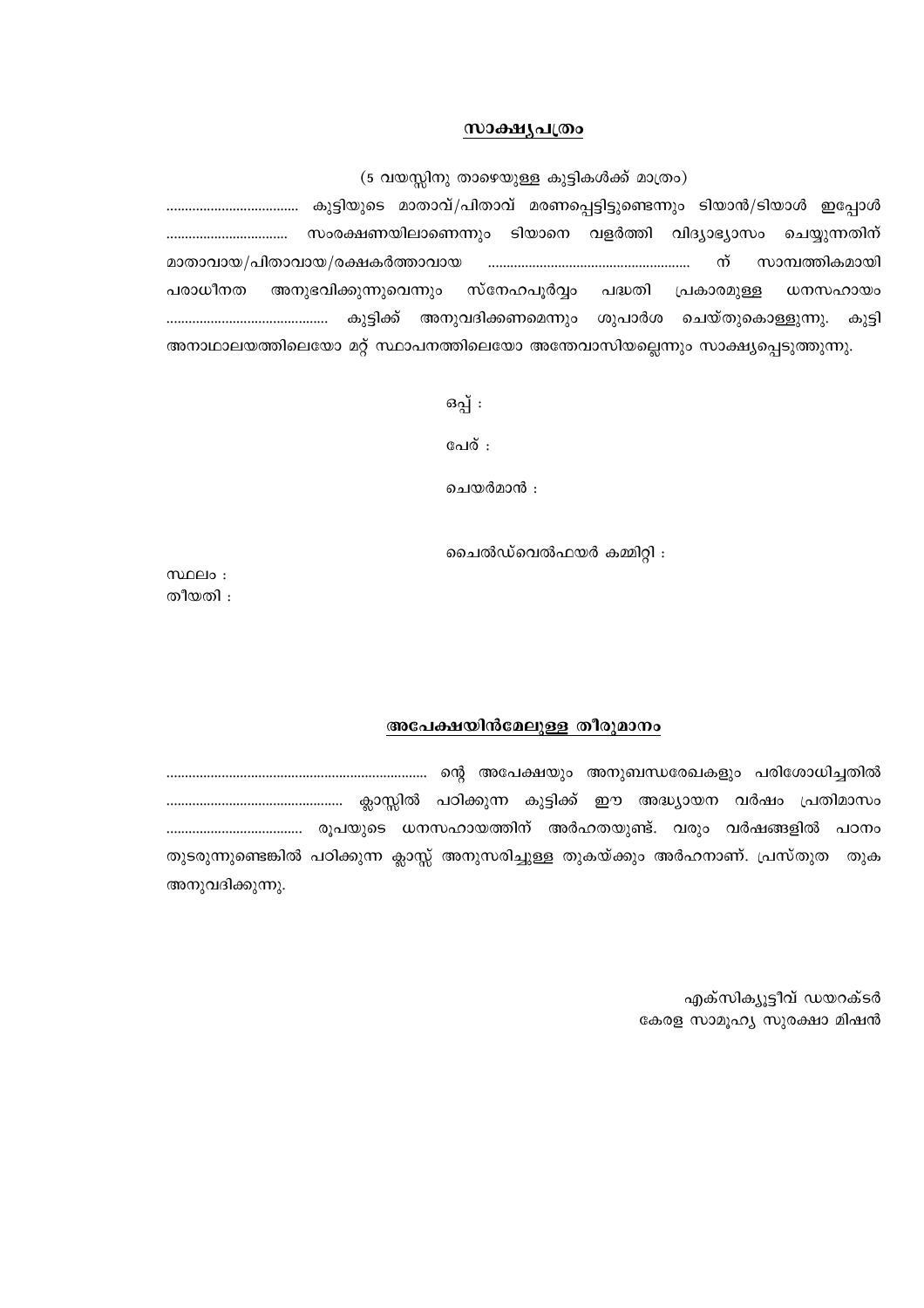## <u>സാക്ഷ്യപത്രം</u>

(5 വയസ്സിനു താഴെയുള്ള കുട്ടികൾക്ക് മാത്രം)

................................. കുട്ടിയുടെ മാതാവ്/പിതാവ് മരണപ്പെട്ടിട്ടുണ്ടെന്നും ടിയാൻ/ടിയാൾ ഇപ്പോൾ ................................ സംരക്ഷണയിലാണെന്നും ടിയാനെ വളർത്തി വിദ്യാഭ്യാസം ചെയ്യുന്നതിന് മാതാവായ/പിതാവായ/രക്ഷകർത്താവായ ..................................................... ന് സാമ്പത്തികമായി പരാധീനത അനുഭവിക്കുന്നുവെന്നും സ്നേഹപൂർവ്വം പദ്ധതി പ്രകാരമുള്ള ധനസഹായം ........................................ കുട്ടിക്ക് അനുവദിക്കണമെന്നും ശുപാർശ ചെയ്തുകൊള്ളുന്നു. കുട്ടി അനാഥാലയത്തിലെയോ മറ്റ് സ്ഥാപനത്തിലെയോ അന്തേവാസിയല്ലെന്നും സാക്ഷ്യപ്പെടുത്തുന്നു.

ഒപ്പ് :

പേര് :

ചെയർമാൻ :

ചൈൽഡ്‌വെൽഫയർ കമ്മിറ്റി :

സ്ഥലം :
തീയതി :

## <u>അപേക്ഷയിൻമേലുള്ള തീരുമാനം</u>

...................................................................... ന്റെ അപേക്ഷയും അനുബന്ധരേഖകളും പരിശോധിച്ചതിൽ ............................................ ക്ലാസ്സിൽ പഠിക്കുന്ന കുട്ടിക്ക് ഈ അദ്ധ്യായന വർഷം പ്രതിമാസം .................................... രൂപയുടെ ധനസഹായത്തിന് അർഹതയുണ്ട്. വരും വർഷങ്ങളിൽ പഠനം തുടരുന്നുണ്ടെങ്കിൽ പഠിക്കുന്ന ക്ലാസ്സ് അനുസരിച്ചുള്ള തുകയ്ക്കും അർഹനാണ്. പ്രസ്തുത തുക അനുവദിക്കുന്നു.

എക്സിക്യൂട്ടീവ് ഡയറക്ടർ
കേരള സാമൂഹ്യ സുരക്ഷാ മിഷൻ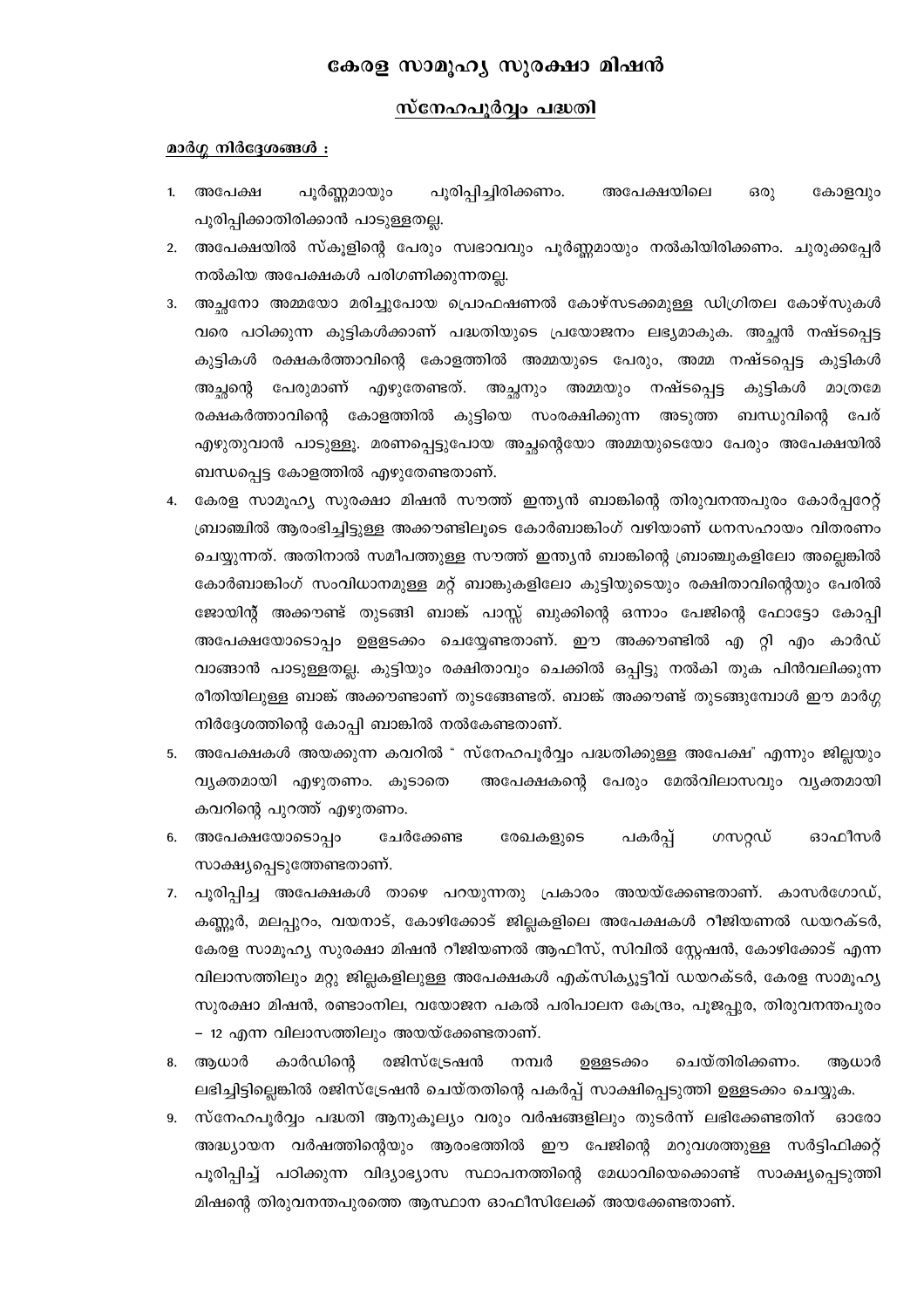# കേരള സാമൂഹ്യ സുരക്ഷാ മിഷൻ

## സ്നേഹപൂർവ്വം പദ്ധതി

**മാർഗ്ഗ നിർദ്ദേശങ്ങൾ :**

1. അപേക്ഷ പൂർണ്ണമായും പൂരിപ്പിച്ചിരിക്കണം. അപേക്ഷയിലെ ഒരു കോളവും പൂരിപ്പിക്കാതിരിക്കാൻ പാടുള്ളതല്ല.
2. അപേക്ഷയിൽ സ്കൂളിന്റെ പേരും സ്വഭാവവും പൂർണ്ണമായും നൽകിയിരിക്കണം. ചുരുക്കപ്പേർ നൽകിയ അപേക്ഷകൾ പരിഗണിക്കുന്നതല്ല.
3. അച്ഛനോ അമ്മയോ മരിച്ചുപോയ പ്രൊഫഷണൽ കോഴ്സടക്കമുള്ള ഡിഗ്രിതല കോഴ്സുകൾ വരെ പഠിക്കുന്ന കുട്ടികൾക്കാണ് പദ്ധതിയുടെ പ്രയോജനം ലഭ്യമാകുക. അച്ഛൻ നഷ്ടപ്പെട്ട കുട്ടികൾ രക്ഷകർത്താവിന്റെ കോളത്തിൽ അമ്മയുടെ പേരും, അമ്മ നഷ്ടപ്പെട്ട കുട്ടികൾ അച്ഛന്റെ പേരുമാണ് എഴുതേണ്ടത്. അച്ഛനും അമ്മയും നഷ്ടപ്പെട്ട കുട്ടികൾ മാത്രമേ രക്ഷകർത്താവിന്റെ കോളത്തിൽ കുട്ടിയെ സംരക്ഷിക്കുന്ന അടുത്ത ബന്ധുവിന്റെ പേര് എഴുതുവാൻ പാടുള്ളൂ. മരണപ്പെട്ടുപോയ അച്ഛന്റെയോ അമ്മയുടെയോ പേരും അപേക്ഷയിൽ ബന്ധപ്പെട്ട കോളത്തിൽ എഴുതേണ്ടതാണ്.
4. കേരള സാമൂഹ്യ സുരക്ഷാ മിഷൻ സൗത്ത് ഇന്ത്യൻ ബാങ്കിന്റെ തിരുവനന്തപുരം കോർപ്പറേറ്റ് ബ്രാഞ്ചിൽ ആരംഭിച്ചിട്ടുള്ള അക്കൗണ്ടിലൂടെ കോർബാങ്കിംഗ് വഴിയാണ് ധനസഹായം വിതരണം ചെയ്യുന്നത്. അതിനാൽ സമീപത്തുള്ള സൗത്ത് ഇന്ത്യൻ ബാങ്കിന്റെ ബ്രാഞ്ചുകളിലോ അല്ലെങ്കിൽ കോർബാങ്കിംഗ് സംവിധാനമുള്ള മറ്റ് ബാങ്കുകളിലോ കുട്ടിയുടെയും രക്ഷിതാവിന്റെയും പേരിൽ ജോയിന്റ് അക്കൗണ്ട് തുടങ്ങി ബാങ്ക് പാസ്സ് ബുക്കിന്റെ ഒന്നാം പേജിന്റെ ഫോട്ടോ കോപ്പി അപേക്ഷയോടൊപ്പം ഉളളടക്കം ചെയ്യേണ്ടതാണ്. ഈ അക്കൗണ്ടിൽ എ റ്റി എം കാർഡ് വാങ്ങാൻ പാടുള്ളതല്ല. കുട്ടിയും രക്ഷിതാവും ചെക്കിൽ ഒപ്പിട്ടു നൽകി തുക പിൻവലിക്കുന്ന രീതിയിലുള്ള ബാങ്ക് അക്കൗണ്ടാണ് തുടങ്ങേണ്ടത്. ബാങ്ക് അക്കൗണ്ട് തുടങ്ങുമ്പോൾ ഈ മാർഗ്ഗ നിർദ്ദേശത്തിന്റെ കോപ്പി ബാങ്കിൽ നൽകേണ്ടതാണ്.
5. അപേക്ഷകൾ അയക്കുന്ന കവറിൽ " സ്നേഹപൂർവ്വം പദ്ധതിക്കുള്ള അപേക്ഷ" എന്നും ജില്ലയും വ്യക്തമായി എഴുതണം. കൂടാതെ അപേക്ഷകന്റെ പേരും മേൽവിലാസവും വ്യക്തമായി കവറിന്റെ പുറത്ത് എഴുതണം.
6. അപേക്ഷയോടൊപ്പം ചേർക്കേണ്ട രേഖകളുടെ പകർപ്പ് ഗസറ്റഡ് ഓഫീസർ സാക്ഷ്യപ്പെടുത്തേണ്ടതാണ്.
7. പൂരിപ്പിച്ച അപേക്ഷകൾ താഴെ പറയുന്നതു പ്രകാരം അയയ്ക്കേണ്ടതാണ്. കാസർഗോഡ്, കണ്ണൂർ, മലപ്പുറം, വയനാട്, കോഴിക്കോട് ജില്ലകളിലെ അപേക്ഷകൾ റീജിയണൽ ഡയറക്ടർ, കേരള സാമൂഹ്യ സുരക്ഷാ മിഷൻ റീജിയണൽ ആഫീസ്, സിവിൽ സ്റ്റേഷൻ, കോഴിക്കോട് എന്ന വിലാസത്തിലും മറ്റു ജില്ലകളിലുള്ള അപേക്ഷകൾ എക്സിക്യൂട്ടീവ് ഡയറക്ടർ, കേരള സാമൂഹ്യ സുരക്ഷാ മിഷൻ, രണ്ടാംനില, വയോജന പകൽ പരിപാലന കേന്ദ്രം, പൂജപ്പുര, തിരുവനന്തപുരം – 12 എന്ന വിലാസത്തിലും അയയ്ക്കേണ്ടതാണ്.
8. ആധാർ കാർഡിന്റെ രജിസ്ട്രേഷൻ നമ്പർ ഉള്ളടക്കം ചെയ്തിരിക്കണം. ആധാർ ലഭിച്ചിട്ടില്ലെങ്കിൽ രജിസ്ട്രേഷൻ ചെയ്തതിന്റെ പകർപ്പ് സാക്ഷിപ്പെടുത്തി ഉള്ളടക്കം ചെയ്യുക.
9. സ്നേഹപൂർവ്വം പദ്ധതി ആനുകൂല്യം വരും വർഷങ്ങളിലും തുടർന്ന് ലഭിക്കേണ്ടതിന് ഓരോ അദ്ധ്യായന വർഷത്തിന്റെയും ആരംഭത്തിൽ ഈ പേജിന്റെ മറുവശത്തുള്ള സർട്ടിഫിക്കറ്റ് പൂരിപ്പിച്ച് പഠിക്കുന്ന വിദ്യാഭ്യാസ സ്ഥാപനത്തിന്റെ മേധാവിയെക്കൊണ്ട് സാക്ഷ്യപ്പെടുത്തി മിഷന്റെ തിരുവനന്തപുരത്തെ ആസ്ഥാന ഓഫീസിലേക്ക് അയക്കേണ്ടതാണ്.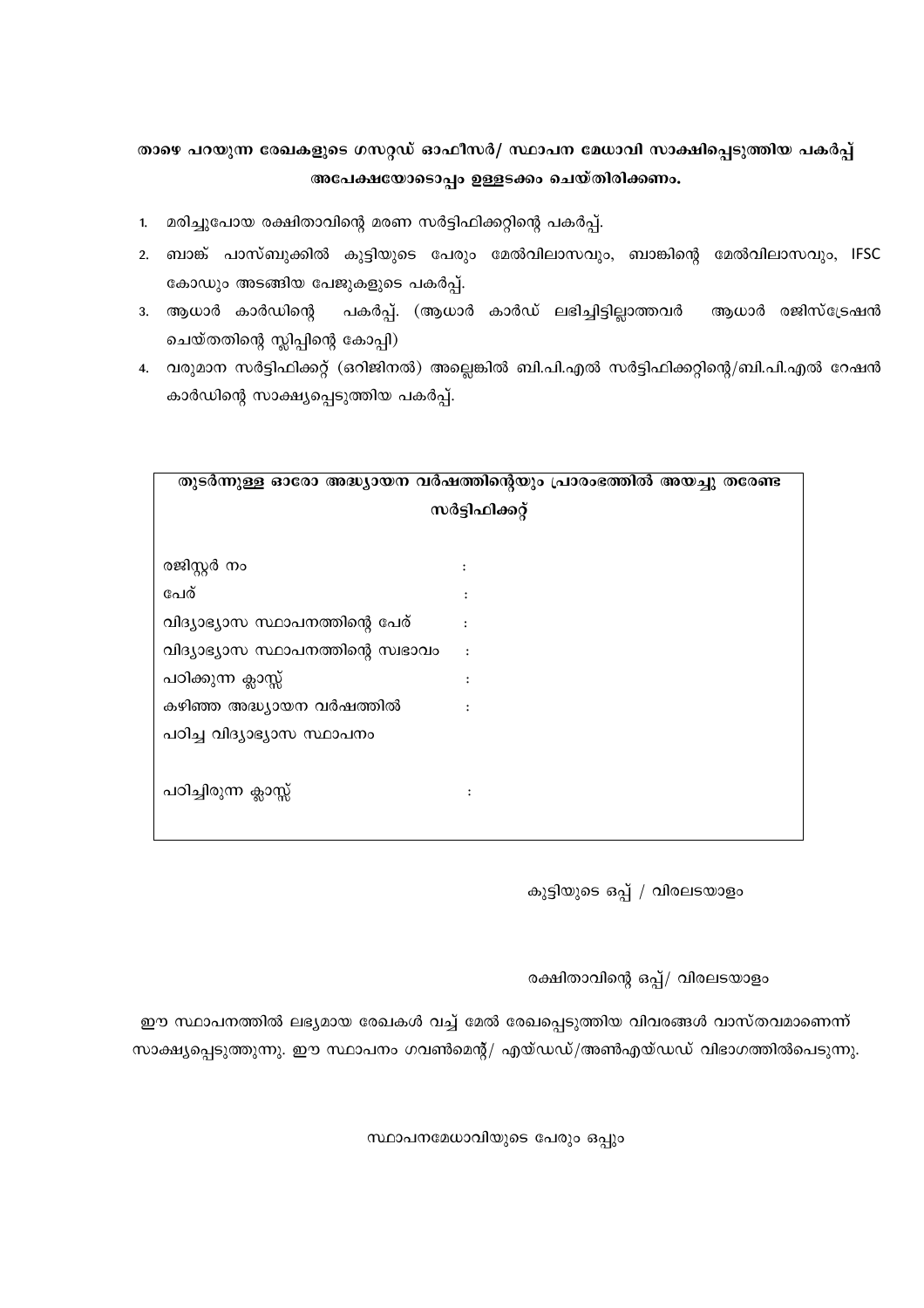**താഴെ പറയുന്ന രേഖകളുടെ ഗസറ്റഡ് ഓഫീസർ/ സ്ഥാപന മേധാവി സാക്ഷിപ്പെടുത്തിയ പകർപ്പ് അപേക്ഷയോടൊപ്പം ഉള്ളടക്കം ചെയ്തിരിക്കണം.**

1. മരിച്ചുപോയ രക്ഷിതാവിന്റെ മരണ സർട്ടിഫിക്കറ്റിന്റെ പകർപ്പ്.
2. ബാങ്ക് പാസ്ബുക്കിൽ കുട്ടിയുടെ പേരും മേൽവിലാസവും, ബാങ്കിന്റെ മേൽവിലാസവും, IFSC കോഡും അടങ്ങിയ പേജുകളുടെ പകർപ്പ്.
3. ആധാർ കാർഡിന്റെ പകർപ്പ്. (ആധാർ കാർഡ് ലഭിച്ചിട്ടില്ലാത്തവർ ആധാർ രജിസ്ട്രേഷൻ ചെയ്തതിന്റെ സ്ലിപ്പിന്റെ കോപ്പി)
4. വരുമാന സർട്ടിഫിക്കറ്റ് (ഒറിജിനൽ) അല്ലെങ്കിൽ ബി.പി.എൽ സർട്ടിഫിക്കറ്റിന്റെ/ബി.പി.എൽ റേഷൻ കാർഡിന്റെ സാക്ഷ്യപ്പെടുത്തിയ പകർപ്പ്.

**<u>തുടർന്നുള്ള ഓരോ അദ്ധ്യായന വർഷത്തിന്റെയും പ്രാരംഭത്തിൽ അയച്ചു തരേണ്ട</u> സർട്ടിഫിക്കറ്റ്**

| | |
|---|---|
| രജിസ്റ്റർ നം | : |
| പേര് | : |
| വിദ്യാഭ്യാസ സ്ഥാപനത്തിന്റെ പേര് | : |
| വിദ്യാഭ്യാസ സ്ഥാപനത്തിന്റെ സ്വഭാവം | : |
| പഠിക്കുന്ന ക്ലാസ്സ് | : |
| കഴിഞ്ഞ അദ്ധ്യായന വർഷത്തിൽ പഠിച്ച വിദ്യാഭ്യാസ സ്ഥാപനം | : |
| പഠിച്ചിരുന്ന ക്ലാസ്സ് | : |

കുട്ടിയുടെ ഒപ്പ് / വിരലടയാളം

രക്ഷിതാവിന്റെ ഒപ്പ്/ വിരലടയാളം

ഈ സ്ഥാപനത്തിൽ ലഭ്യമായ രേഖകൾ വച്ച് മേൽ രേഖപ്പെടുത്തിയ വിവരങ്ങൾ വാസ്തവമാണെന്ന് സാക്ഷ്യപ്പെടുത്തുന്നു. ഈ സ്ഥാപനം ഗവൺമെന്റ്/ എയ്ഡഡ്/അൺഎയ്ഡഡ് വിഭാഗത്തിൽപെടുന്നു.

സ്ഥാപനമേധാവിയുടെ പേരും ഒപ്പും